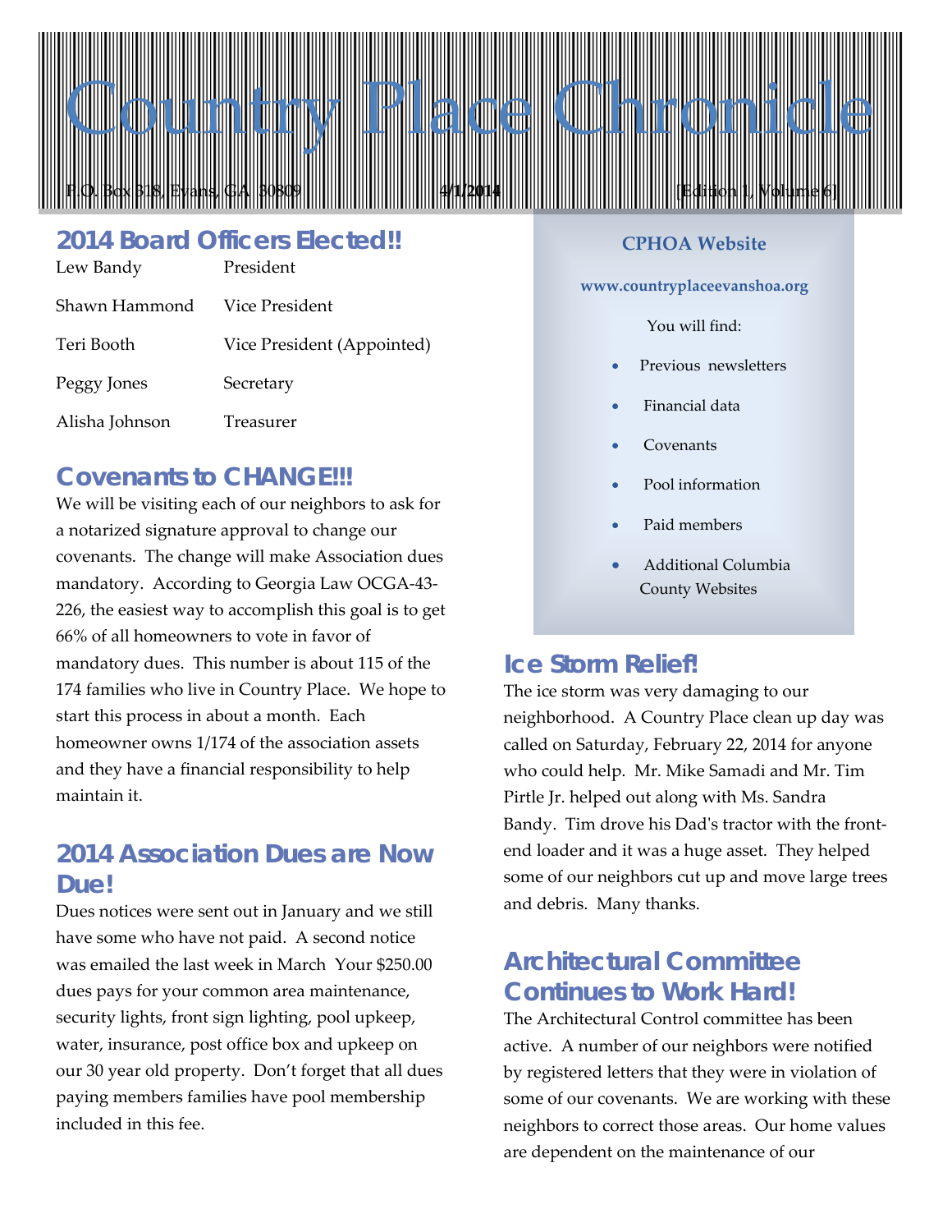# Country Place Chronicle

P.O. Box 318, Evans, GA 30809 | 4/1/2014 | [Edition 1, Volume 6]

## 2014 Board Officers Elected!!

| | |
|---|---|
| Lew Bandy | President |
| Shawn Hammond | Vice President |
| Teri Booth | Vice President (Appointed) |
| Peggy Jones | Secretary |
| Alisha Johnson | Treasurer |

## Covenants to CHANGE!!!

We will be visiting each of our neighbors to ask for a notarized signature approval to change our covenants. The change will make Association dues mandatory. According to Georgia Law OCGA-43-226, the easiest way to accomplish this goal is to get 66% of all homeowners to vote in favor of mandatory dues. This number is about 115 of the 174 families who live in Country Place. We hope to start this process in about a month. Each homeowner owns 1/174 of the association assets and they have a financial responsibility to help maintain it.

## 2014 Association Dues are Now Due!

Dues notices were sent out in January and we still have some who have not paid. A second notice was emailed the last week in March Your $250.00 dues pays for your common area maintenance, security lights, front sign lighting, pool upkeep, water, insurance, post office box and upkeep on our 30 year old property. Don't forget that all dues paying members families have pool membership included in this fee.

**CPHOA Website**

**www.countryplaceevanshoa.org**

You will find:

- Previous newsletters
- Financial data
- Covenants
- Pool information
- Paid members
- Additional Columbia County Websites

## Ice Storm Relief!

The ice storm was very damaging to our neighborhood. A Country Place clean up day was called on Saturday, February 22, 2014 for anyone who could help. Mr. Mike Samadi and Mr. Tim Pirtle Jr. helped out along with Ms. Sandra Bandy. Tim drove his Dad's tractor with the front-end loader and it was a huge asset. They helped some of our neighbors cut up and move large trees and debris. Many thanks.

## Architectural Committee Continues to Work Hard!

The Architectural Control committee has been active. A number of our neighbors were notified by registered letters that they were in violation of some of our covenants. We are working with these neighbors to correct those areas. Our home values are dependent on the maintenance of our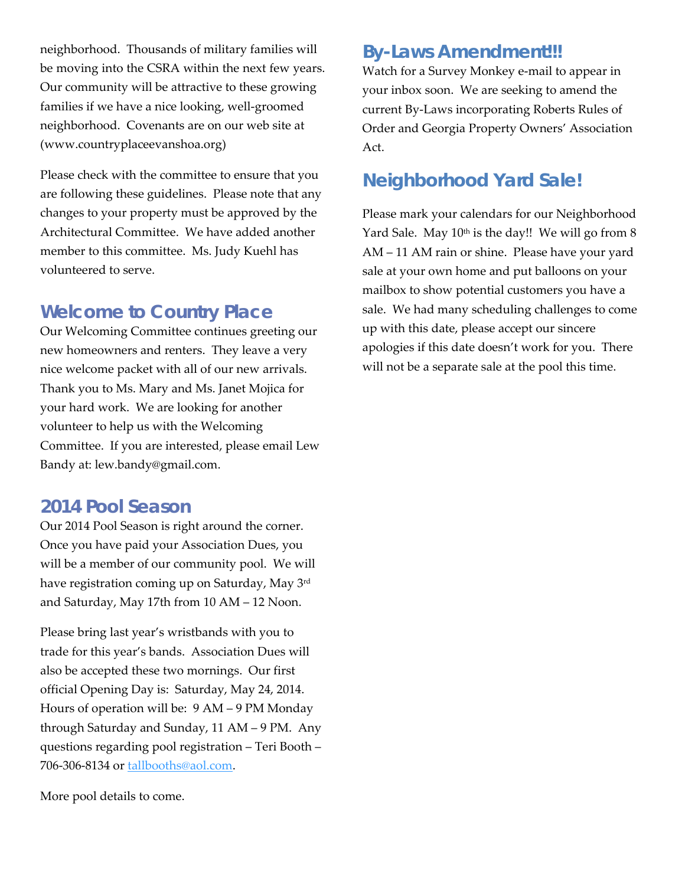neighborhood. Thousands of military families will be moving into the CSRA within the next few years. Our community will be attractive to these growing families if we have a nice looking, well-groomed neighborhood. Covenants are on our web site at (www.countryplaceevanshoa.org)

Please check with the committee to ensure that you are following these guidelines. Please note that any changes to your property must be approved by the Architectural Committee. We have added another member to this committee. Ms. Judy Kuehl has volunteered to serve.

## Welcome to Country Place

Our Welcoming Committee continues greeting our new homeowners and renters. They leave a very nice welcome packet with all of our new arrivals. Thank you to Ms. Mary and Ms. Janet Mojica for your hard work. We are looking for another volunteer to help us with the Welcoming Committee. If you are interested, please email Lew Bandy at: lew.bandy@gmail.com.

## 2014 Pool Season

Our 2014 Pool Season is right around the corner. Once you have paid your Association Dues, you will be a member of our community pool. We will have registration coming up on Saturday, May 3rd and Saturday, May 17th from 10 AM – 12 Noon.

Please bring last year's wristbands with you to trade for this year's bands. Association Dues will also be accepted these two mornings. Our first official Opening Day is: Saturday, May 24, 2014. Hours of operation will be: 9 AM – 9 PM Monday through Saturday and Sunday, 11 AM – 9 PM. Any questions regarding pool registration – Teri Booth – 706-306-8134 or tallbooths@aol.com.

More pool details to come.

## By-Laws Amendment!!!

Watch for a Survey Monkey e-mail to appear in your inbox soon. We are seeking to amend the current By-Laws incorporating Roberts Rules of Order and Georgia Property Owners' Association Act.

## Neighborhood Yard Sale!

Please mark your calendars for our Neighborhood Yard Sale. May 10th is the day!! We will go from 8 AM – 11 AM rain or shine. Please have your yard sale at your own home and put balloons on your mailbox to show potential customers you have a sale. We had many scheduling challenges to come up with this date, please accept our sincere apologies if this date doesn't work for you. There will not be a separate sale at the pool this time.